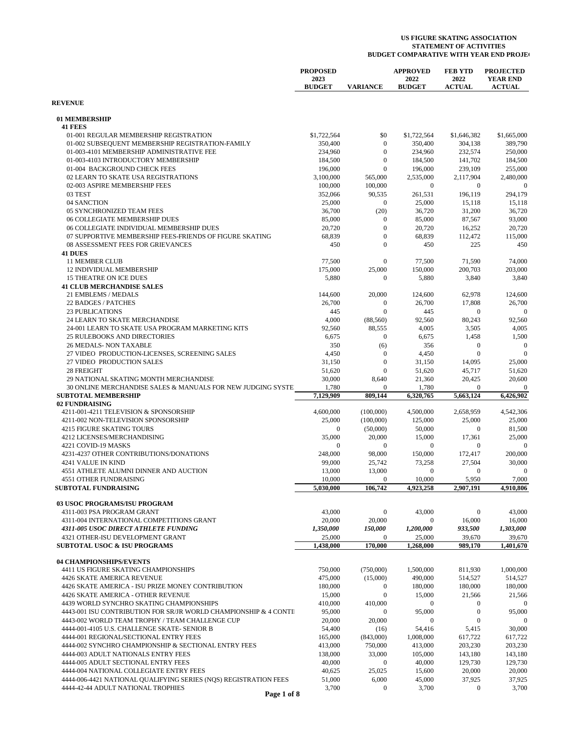# US FIGURE SKATING ASSOCIATION
## STATEMENT OF ACTIVITIES
### BUDGET COMPARATIVE WITH YEAR END PROJE

| | PROPOSED 2023 BUDGET | VARIANCE | APPROVED 2022 BUDGET | FEB YTD 2022 ACTUAL | PROJECTED YEAR END ACTUAL |
|---|---|---|---|---|---|
| **REVENUE** | | | | | |
| **01 MEMBERSHIP** | | | | | |
| **41 FEES** | | | | | |
| 01-001 REGULAR MEMBERSHIP REGISTRATION | $1,722,564 | $0 | $1,722,564 | $1,646,382 | $1,665,000 |
| 01-002 SUBSEQUENT MEMBERSHIP REGISTRATION-FAMILY | 350,400 | 0 | 350,400 | 304,138 | 389,790 |
| 01-003-4101 MEMBERSHIP ADMINISTRATIVE FEE | 234,960 | 0 | 234,960 | 232,574 | 250,000 |
| 01-003-4103 INTRODUCTORY MEMBERSHIP | 184,500 | 0 | 184,500 | 141,702 | 184,500 |
| 01-004 BACKGROUND CHECK FEES | 196,000 | 0 | 196,000 | 239,109 | 255,000 |
| 02 LEARN TO SKATE USA REGISTRATIONS | 3,100,000 | 565,000 | 2,535,000 | 2,117,904 | 2,480,000 |
| 02-003 ASPIRE MEMBERSHIP FEES | 100,000 | 100,000 | 0 | 0 | 0 |
| 03 TEST | 352,066 | 90,535 | 261,531 | 196,119 | 294,179 |
| 04 SANCTION | 25,000 | 0 | 25,000 | 15,118 | 15,118 |
| 05 SYNCHRONIZED TEAM FEES | 36,700 | (20) | 36,720 | 31,200 | 36,720 |
| 06 COLLEGIATE MEMBERSHIP DUES | 85,000 | 0 | 85,000 | 87,567 | 93,000 |
| 06 COLLEGIATE INDIVIDUAL MEMBERSHIP DUES | 20,720 | 0 | 20,720 | 16,252 | 20,720 |
| 07 SUPPORTIVE MEMBERSHIP FEES-FRIENDS OF FIGURE SKATING | 68,839 | 0 | 68,839 | 112,472 | 115,000 |
| 08 ASSESSMENT FEES FOR GRIEVANCES | 450 | 0 | 450 | 225 | 450 |
| **41 DUES** | | | | | |
| 11 MEMBER CLUB | 77,500 | 0 | 77,500 | 71,590 | 74,000 |
| 12 INDIVIDUAL MEMBERSHIP | 175,000 | 25,000 | 150,000 | 200,703 | 203,000 |
| 15 THEATRE ON ICE DUES | 5,880 | 0 | 5,880 | 3,840 | 3,840 |
| **41 CLUB MERCHANDISE SALES** | | | | | |
| 21 EMBLEMS / MEDALS | 144,600 | 20,000 | 124,600 | 62,978 | 124,600 |
| 22 BADGES / PATCHES | 26,700 | 0 | 26,700 | 17,808 | 26,700 |
| 23 PUBLICATIONS | 445 | 0 | 445 | 0 | 0 |
| 24 LEARN TO SKATE MERCHANDISE | 4,000 | (88,560) | 92,560 | 80,243 | 92,560 |
| 24-001 LEARN TO SKATE USA PROGRAM MARKETING KITS | 92,560 | 88,555 | 4,005 | 3,505 | 4,005 |
| 25 RULEBOOKS AND DIRECTORIES | 6,675 | 0 | 6,675 | 1,458 | 1,500 |
| 26 MEDALS- NON TAXABLE | 350 | (6) | 356 | 0 | 0 |
| 27 VIDEO PRODUCTION-LICENSES, SCREENING SALES | 4,450 | 0 | 4,450 | 0 | 0 |
| 27 VIDEO PRODUCTION SALES | 31,150 | 0 | 31,150 | 14,095 | 25,000 |
| 28 FREIGHT | 51,620 | 0 | 51,620 | 45,717 | 51,620 |
| 29 NATIONAL SKATING MONTH MERCHANDISE | 30,000 | 8,640 | 21,360 | 20,425 | 20,600 |
| 30 ONLINE MERCHANDISE SALES & MANUALS FOR NEW JUDGING SYSTE | 1,780 | 0 | 1,780 | 0 | 0 |
| **SUBTOTAL MEMBERSHIP** | **7,129,909** | **809,144** | **6,320,765** | **5,663,124** | **6,426,902** |
| **02 FUNDRAISING** | | | | | |
| 4211-001-4211 TELEVISION & SPONSORSHIP | 4,600,000 | (100,000) | 4,500,000 | 2,658,959 | 4,542,306 |
| 4211-002 NON-TELEVISION SPONSORSHIP | 25,000 | (100,000) | 125,000 | 25,000 | 25,000 |
| 4215 FIGURE SKATING TOURS | 0 | (50,000) | 50,000 | 0 | 81,500 |
| 4212 LICENSES/MERCHANDISING | 35,000 | 20,000 | 15,000 | 17,361 | 25,000 |
| 4221 COVID-19 MASKS | 0 | 0 | 0 | 0 | 0 |
| 4231-4237 OTHER CONTRIBUTIONS/DONATIONS | 248,000 | 98,000 | 150,000 | 172,417 | 200,000 |
| 4241 VALUE IN KIND | 99,000 | 25,742 | 73,258 | 27,504 | 30,000 |
| 4551 ATHLETE ALUMNI DINNER AND AUCTION | 13,000 | 13,000 | 0 | 0 | 0 |
| 4551 OTHER FUNDRAISING | 10,000 | 0 | 10,000 | 5,950 | 7,000 |
| **SUBTOTAL FUNDRAISING** | **5,030,000** | **106,742** | **4,923,258** | **2,907,191** | **4,910,806** |
| **03 USOC PROGRAMS/ISU PROGRAM** | | | | | |
| 4311-003 PSA PROGRAM GRANT | 43,000 | 0 | 43,000 | 0 | 43,000 |
| 4311-004 INTERNATIONAL COMPETITIONS GRANT | 20,000 | 20,000 | 0 | 16,000 | 16,000 |
| ***4311-005 USOC DIRECT ATHLETE FUNDING*** | ***1,350,000*** | ***150,000*** | ***1,200,000*** | ***933,500*** | ***1,303,000*** |
| 4321 OTHER-ISU DEVELOPMENT GRANT | 25,000 | 0 | 25,000 | 39,670 | 39,670 |
| **SUBTOTAL USOC & ISU PROGRAMS** | **1,438,000** | **170,000** | **1,268,000** | **989,170** | **1,401,670** |
| **04 CHAMPIONSHIPS/EVENTS** | | | | | |
| 4411 US FIGURE SKATING CHAMPIONSHIPS | 750,000 | (750,000) | 1,500,000 | 811,930 | 1,000,000 |
| 4426 SKATE AMERICA REVENUE | 475,000 | (15,000) | 490,000 | 514,527 | 514,527 |
| 4426 SKATE AMERICA - ISU PRIZE MONEY CONTRIBUTION | 180,000 | 0 | 180,000 | 180,000 | 180,000 |
| 4426 SKATE AMERICA - OTHER REVENUE | 15,000 | 0 | 15,000 | 21,566 | 21,566 |
| 4439 WORLD SYNCHRO SKATING CHAMPIONSHIPS | 410,000 | 410,000 | 0 | 0 | 0 |
| 4443-001 ISU CONTRIBUTION FOR SR/JR WORLD CHAMPIONSHIP & 4 CONTI | 95,000 | 0 | 95,000 | 0 | 95,000 |
| 4443-002 WORLD TEAM TROPHY / TEAM CHALLENGE CUP | 20,000 | 20,000 | 0 | 0 | 0 |
| 4444-001-4105 U.S. CHALLENGE SKATE- SENIOR B | 54,400 | (16) | 54,416 | 5,415 | 30,000 |
| 4444-001 REGIONAL/SECTIONAL ENTRY FEES | 165,000 | (843,000) | 1,008,000 | 617,722 | 617,722 |
| 4444-002 SYNCHRO CHAMPIONSHIP & SECTIONAL ENTRY FEES | 413,000 | 750,000 | 413,000 | 203,230 | 203,230 |
| 4444-003 ADULT NATIONALS ENTRY FEES | 138,000 | 33,000 | 105,000 | 143,180 | 143,180 |
| 4444-005 ADULT SECTIONAL ENTRY FEES | 40,000 | 0 | 40,000 | 129,730 | 129,730 |
| 4444-004 NATIONAL COLLEGIATE ENTRY FEES | 40,625 | 25,025 | 15,600 | 20,000 | 20,000 |
| 4444-006-4421 NATIONAL QUALIFYING SERIES (NQS) REGISTRATION FEES | 51,000 | 6,000 | 45,000 | 37,925 | 37,925 |
| 4444-42-44 ADULT NATIONAL TROPHIES | 3,700 | 0 | 3,700 | 0 | 3,700 |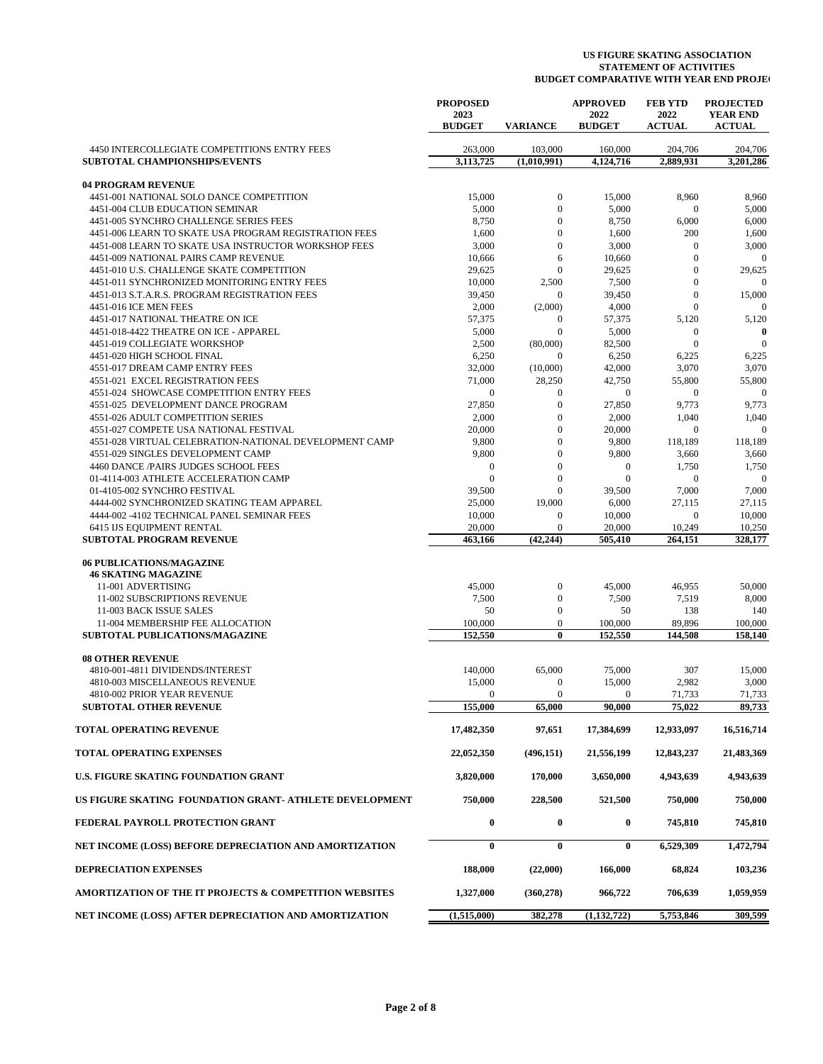**US FIGURE SKATING ASSOCIATION**
**STATEMENT OF ACTIVITIES**
**BUDGET COMPARATIVE WITH YEAR END PROJE**

| | PROPOSED 2023 BUDGET | VARIANCE | APPROVED 2022 BUDGET | FEB YTD 2022 ACTUAL | PROJECTED YEAR END ACTUAL |
|---|---|---|---|---|---|
| 4450 INTERCOLLEGIATE COMPETITIONS ENTRY FEES | 263,000 | 103,000 | 160,000 | 204,706 | 204,706 |
| **SUBTOTAL CHAMPIONSHIPS/EVENTS** | **3,113,725** | **(1,010,991)** | **4,124,716** | **2,889,931** | **3,201,286** |
| **04 PROGRAM REVENUE** | | | | | |
| 4451-001 NATIONAL SOLO DANCE COMPETITION | 15,000 | 0 | 15,000 | 8,960 | 8,960 |
| 4451-004 CLUB EDUCATION SEMINAR | 5,000 | 0 | 5,000 | 0 | 5,000 |
| 4451-005 SYNCHRO CHALLENGE SERIES FEES | 8,750 | 0 | 8,750 | 6,000 | 6,000 |
| 4451-006 LEARN TO SKATE USA PROGRAM REGISTRATION FEES | 1,600 | 0 | 1,600 | 200 | 1,600 |
| 4451-008 LEARN TO SKATE USA INSTRUCTOR WORKSHOP FEES | 3,000 | 0 | 3,000 | 0 | 3,000 |
| 4451-009 NATIONAL PAIRS CAMP REVENUE | 10,666 | 6 | 10,660 | 0 | 0 |
| 4451-010 U.S. CHALLENGE SKATE COMPETITION | 29,625 | 0 | 29,625 | 0 | 29,625 |
| 4451-011 SYNCHRONIZED MONITORING ENTRY FEES | 10,000 | 2,500 | 7,500 | 0 | 0 |
| 4451-013 S.T.A.R.S. PROGRAM REGISTRATION FEES | 39,450 | 0 | 39,450 | 0 | 15,000 |
| 4451-016 ICE MEN FEES | 2,000 | (2,000) | 4,000 | 0 | 0 |
| 4451-017 NATIONAL THEATRE ON ICE | 57,375 | 0 | 57,375 | 5,120 | 5,120 |
| 4451-018-4422 THEATRE ON ICE - APPAREL | 5,000 | 0 | 5,000 | 0 | **0** |
| 4451-019 COLLEGIATE WORKSHOP | 2,500 | (80,000) | 82,500 | 0 | 0 |
| 4451-020 HIGH SCHOOL FINAL | 6,250 | 0 | 6,250 | 6,225 | 6,225 |
| 4551-017 DREAM CAMP ENTRY FEES | 32,000 | (10,000) | 42,000 | 3,070 | 3,070 |
| 4551-021 EXCEL REGISTRATION FEES | 71,000 | 28,250 | 42,750 | 55,800 | 55,800 |
| 4551-024 SHOWCASE COMPETITION ENTRY FEES | 0 | 0 | 0 | 0 | 0 |
| 4551-025 DEVELOPMENT DANCE PROGRAM | 27,850 | 0 | 27,850 | 9,773 | 9,773 |
| 4551-026 ADULT COMPETITION SERIES | 2,000 | 0 | 2,000 | 1,040 | 1,040 |
| 4551-027 COMPETE USA NATIONAL FESTIVAL | 20,000 | 0 | 20,000 | 0 | 0 |
| 4551-028 VIRTUAL CELEBRATION-NATIONAL DEVELOPMENT CAMP | 9,800 | 0 | 9,800 | 118,189 | 118,189 |
| 4551-029 SINGLES DEVELOPMENT CAMP | 9,800 | 0 | 9,800 | 3,660 | 3,660 |
| 4460 DANCE /PAIRS JUDGES SCHOOL FEES | 0 | 0 | 0 | 1,750 | 1,750 |
| 01-4114-003 ATHLETE ACCELERATION CAMP | 0 | 0 | 0 | 0 | 0 |
| 01-4105-002 SYNCHRO FESTIVAL | 39,500 | 0 | 39,500 | 7,000 | 7,000 |
| 4444-002 SYNCHRONIZED SKATING TEAM APPAREL | 25,000 | 19,000 | 6,000 | 27,115 | 27,115 |
| 4444-002 -4102 TECHNICAL PANEL SEMINAR FEES | 10,000 | 0 | 10,000 | 0 | 10,000 |
| 6415 IJS EQUIPMENT RENTAL | 20,000 | 0 | 20,000 | 10,249 | 10,250 |
| **SUBTOTAL PROGRAM REVENUE** | **463,166** | **(42,244)** | **505,410** | **264,151** | **328,177** |
| **06 PUBLICATIONS/MAGAZINE** | | | | | |
| **46 SKATING MAGAZINE** | | | | | |
| 11-001 ADVERTISING | 45,000 | 0 | 45,000 | 46,955 | 50,000 |
| 11-002 SUBSCRIPTIONS REVENUE | 7,500 | 0 | 7,500 | 7,519 | 8,000 |
| 11-003 BACK ISSUE SALES | 50 | 0 | 50 | 138 | 140 |
| 11-004 MEMBERSHIP FEE ALLOCATION | 100,000 | 0 | 100,000 | 89,896 | 100,000 |
| **SUBTOTAL PUBLICATIONS/MAGAZINE** | **152,550** | **0** | **152,550** | **144,508** | **158,140** |
| **08 OTHER REVENUE** | | | | | |
| 4810-001-4811 DIVIDENDS/INTEREST | 140,000 | 65,000 | 75,000 | 307 | 15,000 |
| 4810-003 MISCELLANEOUS REVENUE | 15,000 | 0 | 15,000 | 2,982 | 3,000 |
| 4810-002 PRIOR YEAR REVENUE | 0 | 0 | 0 | 71,733 | 71,733 |
| **SUBTOTAL OTHER REVENUE** | **155,000** | **65,000** | **90,000** | **75,022** | **89,733** |
| **TOTAL OPERATING REVENUE** | **17,482,350** | **97,651** | **17,384,699** | **12,933,097** | **16,516,714** |
| **TOTAL OPERATING EXPENSES** | **22,052,350** | **(496,151)** | **21,556,199** | **12,843,237** | **21,483,369** |
| **U.S. FIGURE SKATING FOUNDATION GRANT** | **3,820,000** | **170,000** | **3,650,000** | **4,943,639** | **4,943,639** |
| **US FIGURE SKATING FOUNDATION GRANT- ATHLETE DEVELOPMENT** | **750,000** | **228,500** | **521,500** | **750,000** | **750,000** |
| **FEDERAL PAYROLL PROTECTION GRANT** | **0** | **0** | **0** | **745,810** | **745,810** |
| **NET INCOME (LOSS) BEFORE DEPRECIATION AND AMORTIZATION** | **0** | **0** | **0** | **6,529,309** | **1,472,794** |
| **DEPRECIATION EXPENSES** | **188,000** | **(22,000)** | **166,000** | **68,824** | **103,236** |
| **AMORTIZATION OF THE IT PROJECTS & COMPETITION WEBSITES** | **1,327,000** | **(360,278)** | **966,722** | **706,639** | **1,059,959** |
| **NET INCOME (LOSS) AFTER DEPRECIATION AND AMORTIZATION** | **(1,515,000)** | **382,278** | **(1,132,722)** | **5,753,846** | **309,599** |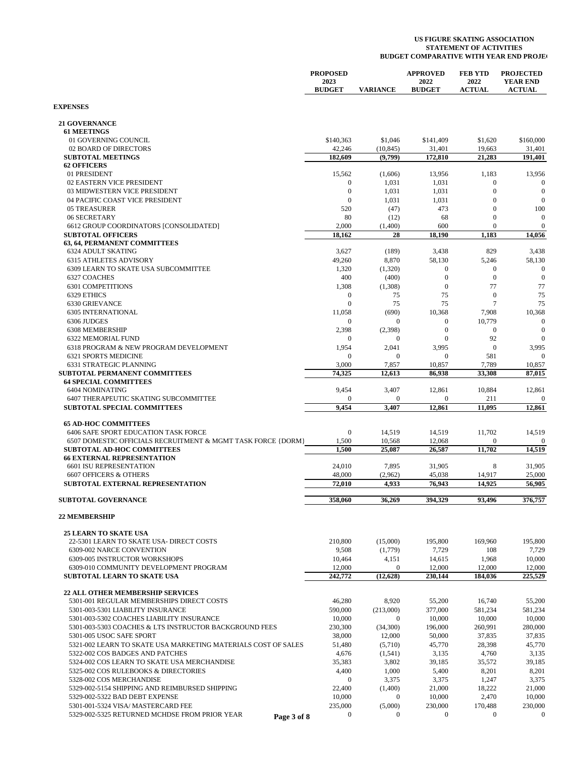**US FIGURE SKATING ASSOCIATION**
**STATEMENT OF ACTIVITIES**
**BUDGET COMPARATIVE WITH YEAR END PROJE**

| | PROPOSED 2023 BUDGET | VARIANCE | APPROVED 2022 BUDGET | FEB YTD 2022 ACTUAL | PROJECTED YEAR END ACTUAL |
|---|---|---|---|---|---|
| **EXPENSES** | | | | | |
| **21 GOVERNANCE** | | | | | |
| **61 MEETINGS** | | | | | |
| 01 GOVERNING COUNCIL | $140,363 | $1,046 | $141,409 | $1,620 | $160,000 |
| 02 BOARD OF DIRECTORS | 42,246 | (10,845) | 31,401 | 19,663 | 31,401 |
| **SUBTOTAL MEETINGS** | **182,609** | **(9,799)** | **172,810** | **21,283** | **191,401** |
| **62 OFFICERS** | | | | | |
| 01 PRESIDENT | 15,562 | (1,606) | 13,956 | 1,183 | 13,956 |
| 02 EASTERN VICE PRESIDENT | 0 | 1,031 | 1,031 | 0 | 0 |
| 03 MIDWESTERN VICE PRESIDENT | 0 | 1,031 | 1,031 | 0 | 0 |
| 04 PACIFIC COAST VICE PRESIDENT | 0 | 1,031 | 1,031 | 0 | 0 |
| 05 TREASURER | 520 | (47) | 473 | 0 | 100 |
| 06 SECRETARY | 80 | (12) | 68 | 0 | 0 |
| 6612 GROUP COORDINATORS [CONSOLIDATED] | 2,000 | (1,400) | 600 | 0 | 0 |
| **SUBTOTAL OFFICERS** | **18,162** | **28** | **18,190** | **1,183** | **14,056** |
| **63, 64, PERMANENT COMMITTEES** | | | | | |
| 6324 ADULT SKATING | 3,627 | (189) | 3,438 | 829 | 3,438 |
| 6315 ATHLETES ADVISORY | 49,260 | 8,870 | 58,130 | 5,246 | 58,130 |
| 6309 LEARN TO SKATE USA SUBCOMMITTEE | 1,320 | (1,320) | 0 | 0 | 0 |
| 6327 COACHES | 400 | (400) | 0 | 0 | 0 |
| 6301 COMPETITIONS | 1,308 | (1,308) | 0 | 77 | 77 |
| 6329 ETHICS | 0 | 75 | 75 | 0 | 75 |
| 6330 GRIEVANCE | 0 | 75 | 75 | 7 | 75 |
| 6305 INTERNATIONAL | 11,058 | (690) | 10,368 | 7,908 | 10,368 |
| 6306 JUDGES | 0 | 0 | 0 | 10,779 | 0 |
| 6308 MEMBERSHIP | 2,398 | (2,398) | 0 | 0 | 0 |
| 6322 MEMORIAL FUND | 0 | 0 | 0 | 92 | 0 |
| 6318 PROGRAM & NEW PROGRAM DEVELOPMENT | 1,954 | 2,041 | 3,995 | 0 | 3,995 |
| 6321 SPORTS MEDICINE | 0 | 0 | 0 | 581 | 0 |
| 6331 STRATEGIC PLANNING | 3,000 | 7,857 | 10,857 | 7,789 | 10,857 |
| **SUBTOTAL PERMANENT COMMITTEES** | **74,325** | **12,613** | **86,938** | **33,308** | **87,015** |
| **64 SPECIAL COMMITTEES** | | | | | |
| 6404 NOMINATING | 9,454 | 3,407 | 12,861 | 10,884 | 12,861 |
| 6407 THERAPEUTIC SKATING SUBCOMMITTEE | 0 | 0 | 0 | 211 | 0 |
| **SUBTOTAL SPECIAL COMMITTEES** | **9,454** | **3,407** | **12,861** | **11,095** | **12,861** |
| **65 AD-HOC COMMITTEES** | | | | | |
| 6406 SAFE SPORT EDUCATION TASK FORCE | 0 | 14,519 | 14,519 | 11,702 | 14,519 |
| 6507 DOMESTIC OFFICIALS RECRUITMENT & MGMT TASK FORCE {DORM} | 1,500 | 10,568 | 12,068 | 0 | 0 |
| **SUBTOTAL AD-HOC COMMITTEES** | **1,500** | **25,087** | **26,587** | **11,702** | **14,519** |
| **66 EXTERNAL REPRESENTATION** | | | | | |
| 6601 ISU REPRESENTATION | 24,010 | 7,895 | 31,905 | 8 | 31,905 |
| 6607 OFFICERS & OTHERS | 48,000 | (2,962) | 45,038 | 14,917 | 25,000 |
| **SUBTOTAL EXTERNAL REPRESENTATION** | **72,010** | **4,933** | **76,943** | **14,925** | **56,905** |
| **SUBTOTAL GOVERNANCE** | **358,060** | **36,269** | **394,329** | **93,496** | **376,757** |
| **22 MEMBERSHIP** | | | | | |
| **25 LEARN TO SKATE USA** | | | | | |
| 22-5301 LEARN TO SKATE USA- DIRECT COSTS | 210,800 | (15,000) | 195,800 | 169,960 | 195,800 |
| 6309-002 NARCE CONVENTION | 9,508 | (1,779) | 7,729 | 108 | 7,729 |
| 6309-005 INSTRUCTOR WORKSHOPS | 10,464 | 4,151 | 14,615 | 1,968 | 10,000 |
| 6309-010 COMMUNITY DEVELOPMENT PROGRAM | 12,000 | 0 | 12,000 | 12,000 | 12,000 |
| **SUBTOTAL LEARN TO SKATE USA** | **242,772** | **(12,628)** | **230,144** | **184,036** | **225,529** |
| **22 ALL OTHER MEMBERSHIP SERVICES** | | | | | |
| 5301-001 REGULAR MEMBERSHIPS DIRECT COSTS | 46,280 | 8,920 | 55,200 | 16,740 | 55,200 |
| 5301-003-5301 LIABILITY INSURANCE | 590,000 | (213,000) | 377,000 | 581,234 | 581,234 |
| 5301-003-5302 COACHES LIABILITY INSURANCE | 10,000 | 0 | 10,000 | 10,000 | 10,000 |
| 5301-003-5303 COACHES & LTS INSTRUCTOR BACKGROUND FEES | 230,300 | (34,300) | 196,000 | 260,991 | 280,000 |
| 5301-005 USOC SAFE SPORT | 38,000 | 12,000 | 50,000 | 37,835 | 37,835 |
| 5321-002 LEARN TO SKATE USA MARKETING MATERIALS COST OF SALES | 51,480 | (5,710) | 45,770 | 28,398 | 45,770 |
| 5322-002 COS BADGES AND PATCHES | 4,676 | (1,541) | 3,135 | 4,760 | 3,135 |
| 5324-002 COS LEARN TO SKATE USA MERCHANDISE | 35,383 | 3,802 | 39,185 | 35,572 | 39,185 |
| 5325-002 COS RULEBOOKS & DIRECTORIES | 4,400 | 1,000 | 5,400 | 8,201 | 8,201 |
| 5328-002 COS MERCHANDISE | 0 | 3,375 | 3,375 | 1,247 | 3,375 |
| 5329-002-5154 SHIPPING AND REIMBURSED SHIPPING | 22,400 | (1,400) | 21,000 | 18,222 | 21,000 |
| 5329-002-5322 BAD DEBT EXPENSE | 10,000 | 0 | 10,000 | 2,470 | 10,000 |
| 5301-001-5324 VISA/ MASTERCARD FEE | 235,000 | (5,000) | 230,000 | 170,488 | 230,000 |
| 5329-002-5325 RETURNED MCHDSE FROM PRIOR YEAR | 0 | 0 | 0 | 0 | 0 |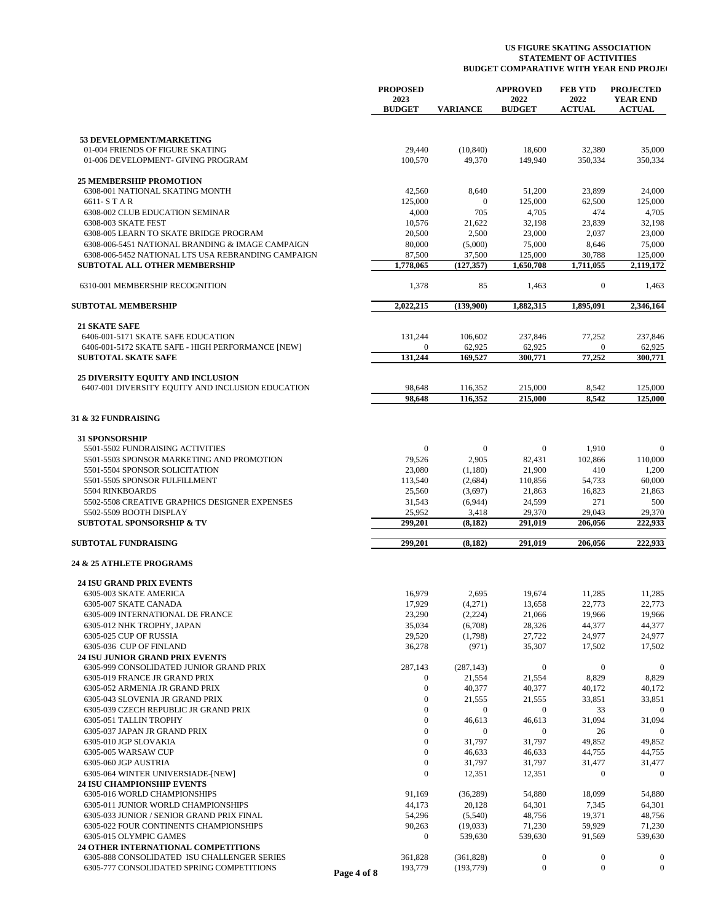**US FIGURE SKATING ASSOCIATION**
**STATEMENT OF ACTIVITIES**
**BUDGET COMPARATIVE WITH YEAR END PROJE**

| | PROPOSED 2023 BUDGET | VARIANCE | APPROVED 2022 BUDGET | FEB YTD 2022 ACTUAL | PROJECTED YEAR END ACTUAL |
|---|---|---|---|---|---|
| **53 DEVELOPMENT/MARKETING** | | | | | |
| 01-004 FRIENDS OF FIGURE SKATING | 29,440 | (10,840) | 18,600 | 32,380 | 35,000 |
| 01-006 DEVELOPMENT- GIVING PROGRAM | 100,570 | 49,370 | 149,940 | 350,334 | 350,334 |
| **25 MEMBERSHIP PROMOTION** | | | | | |
| 6308-001 NATIONAL SKATING MONTH | 42,560 | 8,640 | 51,200 | 23,899 | 24,000 |
| 6611- S T A R | 125,000 | 0 | 125,000 | 62,500 | 125,000 |
| 6308-002 CLUB EDUCATION SEMINAR | 4,000 | 705 | 4,705 | 474 | 4,705 |
| 6308-003 SKATE FEST | 10,576 | 21,622 | 32,198 | 23,839 | 32,198 |
| 6308-005 LEARN TO SKATE BRIDGE PROGRAM | 20,500 | 2,500 | 23,000 | 2,037 | 23,000 |
| 6308-006-5451 NATIONAL BRANDING & IMAGE CAMPAIGN | 80,000 | (5,000) | 75,000 | 8,646 | 75,000 |
| 6308-006-5452 NATIONAL LTS USA REBRANDING CAMPAIGN | 87,500 | 37,500 | 125,000 | 30,788 | 125,000 |
| **SUBTOTAL ALL OTHER MEMBERSHIP** | **1,778,065** | **(127,357)** | **1,650,708** | **1,711,055** | **2,119,172** |
| 6310-001 MEMBERSHIP RECOGNITION | 1,378 | 85 | 1,463 | 0 | 1,463 |
| **SUBTOTAL MEMBERSHIP** | **2,022,215** | **(139,900)** | **1,882,315** | **1,895,091** | **2,346,164** |
| **21 SKATE SAFE** | | | | | |
| 6406-001-5171 SKATE SAFE EDUCATION | 131,244 | 106,602 | 237,846 | 77,252 | 237,846 |
| 6406-001-5172 SKATE SAFE - HIGH PERFORMANCE [NEW] | 0 | 62,925 | 62,925 | 0 | 62,925 |
| **SUBTOTAL SKATE SAFE** | **131,244** | **169,527** | **300,771** | **77,252** | **300,771** |
| **25 DIVERSITY EQUITY AND INCLUSION** | | | | | |
| 6407-001 DIVERSITY EQUITY AND INCLUSION EDUCATION | 98,648 | 116,352 | 215,000 | 8,542 | 125,000 |
| | **98,648** | **116,352** | **215,000** | **8,542** | **125,000** |
| **31 & 32 FUNDRAISING** | | | | | |
| **31 SPONSORSHIP** | | | | | |
| 5501-5502 FUNDRAISING ACTIVITIES | 0 | 0 | 0 | 1,910 | 0 |
| 5501-5503 SPONSOR MARKETING AND PROMOTION | 79,526 | 2,905 | 82,431 | 102,866 | 110,000 |
| 5501-5504 SPONSOR SOLICITATION | 23,080 | (1,180) | 21,900 | 410 | 1,200 |
| 5501-5505 SPONSOR FULFILLMENT | 113,540 | (2,684) | 110,856 | 54,733 | 60,000 |
| 5504 RINKBOARDS | 25,560 | (3,697) | 21,863 | 16,823 | 21,863 |
| 5502-5508 CREATIVE GRAPHICS DESIGNER EXPENSES | 31,543 | (6,944) | 24,599 | 271 | 500 |
| 5502-5509 BOOTH DISPLAY | 25,952 | 3,418 | 29,370 | 29,043 | 29,370 |
| **SUBTOTAL SPONSORSHIP & TV** | **299,201** | **(8,182)** | **291,019** | **206,056** | **222,933** |
| **SUBTOTAL FUNDRAISING** | **299,201** | **(8,182)** | **291,019** | **206,056** | **222,933** |
| **24 & 25 ATHLETE PROGRAMS** | | | | | |
| **24 ISU GRAND PRIX EVENTS** | | | | | |
| 6305-003 SKATE AMERICA | 16,979 | 2,695 | 19,674 | 11,285 | 11,285 |
| 6305-007 SKATE CANADA | 17,929 | (4,271) | 13,658 | 22,773 | 22,773 |
| 6305-009 INTERNATIONAL DE FRANCE | 23,290 | (2,224) | 21,066 | 19,966 | 19,966 |
| 6305-012 NHK TROPHY, JAPAN | 35,034 | (6,708) | 28,326 | 44,377 | 44,377 |
| 6305-025 CUP OF RUSSIA | 29,520 | (1,798) | 27,722 | 24,977 | 24,977 |
| 6305-036 CUP OF FINLAND | 36,278 | (971) | 35,307 | 17,502 | 17,502 |
| **24 ISU JUNIOR GRAND PRIX EVENTS** | | | | | |
| 6305-999 CONSOLIDATED JUNIOR GRAND PRIX | 287,143 | (287,143) | 0 | 0 | 0 |
| 6305-019 FRANCE JR GRAND PRIX | 0 | 21,554 | 21,554 | 8,829 | 8,829 |
| 6305-052 ARMENIA JR GRAND PRIX | 0 | 40,377 | 40,377 | 40,172 | 40,172 |
| 6305-043 SLOVENIA JR GRAND PRIX | 0 | 21,555 | 21,555 | 33,851 | 33,851 |
| 6305-039 CZECH REPUBLIC JR GRAND PRIX | 0 | 0 | 0 | 33 | 0 |
| 6305-051 TALLIN TROPHY | 0 | 46,613 | 46,613 | 31,094 | 31,094 |
| 6305-037 JAPAN JR GRAND PRIX | 0 | 0 | 0 | 26 | 0 |
| 6305-010 JGP SLOVAKIA | 0 | 31,797 | 31,797 | 49,852 | 49,852 |
| 6305-005 WARSAW CUP | 0 | 46,633 | 46,633 | 44,755 | 44,755 |
| 6305-060 JGP AUSTRIA | 0 | 31,797 | 31,797 | 31,477 | 31,477 |
| 6305-064 WINTER UNIVERSIADE-[NEW] | 0 | 12,351 | 12,351 | 0 | 0 |
| **24 ISU CHAMPIONSHIP EVENTS** | | | | | |
| 6305-016 WORLD CHAMPIONSHIPS | 91,169 | (36,289) | 54,880 | 18,099 | 54,880 |
| 6305-011 JUNIOR WORLD CHAMPIONSHIPS | 44,173 | 20,128 | 64,301 | 7,345 | 64,301 |
| 6305-033 JUNIOR / SENIOR GRAND PRIX FINAL | 54,296 | (5,540) | 48,756 | 19,371 | 48,756 |
| 6305-022 FOUR CONTINENTS CHAMPIONSHIPS | 90,263 | (19,033) | 71,230 | 59,929 | 71,230 |
| 6305-015 OLYMPIC GAMES | 0 | 539,630 | 539,630 | 91,569 | 539,630 |
| **24 OTHER INTERNATIONAL COMPETITIONS** | | | | | |
| 6305-888 CONSOLIDATED ISU CHALLENGER SERIES | 361,828 | (361,828) | 0 | 0 | 0 |
| 6305-777 CONSOLIDATED SPRING COMPETITIONS | 193,779 | (193,779) | 0 | 0 | 0 |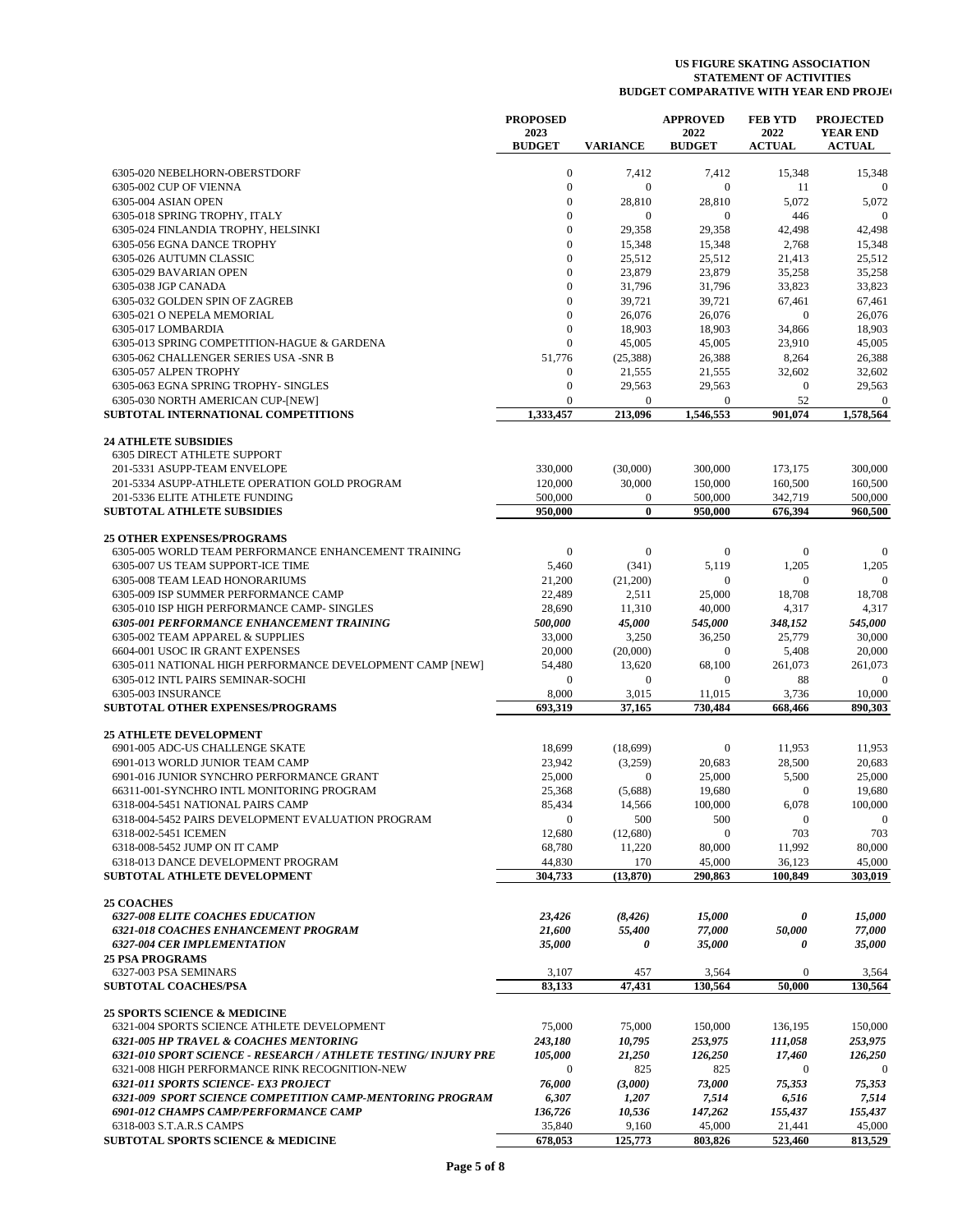**US FIGURE SKATING ASSOCIATION**
**STATEMENT OF ACTIVITIES**
**BUDGET COMPARATIVE WITH YEAR END PROJE**

| | PROPOSED 2023 BUDGET | VARIANCE | APPROVED 2022 BUDGET | FEB YTD 2022 ACTUAL | PROJECTED YEAR END ACTUAL |
|---|---|---|---|---|---|
| 6305-020 NEBELHORN-OBERSTDORF | 0 | 7,412 | 7,412 | 15,348 | 15,348 |
| 6305-002 CUP OF VIENNA | 0 | 0 | 0 | 11 | 0 |
| 6305-004 ASIAN OPEN | 0 | 28,810 | 28,810 | 5,072 | 5,072 |
| 6305-018 SPRING TROPHY, ITALY | 0 | 0 | 0 | 446 | 0 |
| 6305-024 FINLANDIA TROPHY, HELSINKI | 0 | 29,358 | 29,358 | 42,498 | 42,498 |
| 6305-056 EGNA DANCE TROPHY | 0 | 15,348 | 15,348 | 2,768 | 15,348 |
| 6305-026 AUTUMN CLASSIC | 0 | 25,512 | 25,512 | 21,413 | 25,512 |
| 6305-029 BAVARIAN OPEN | 0 | 23,879 | 23,879 | 35,258 | 35,258 |
| 6305-038 JGP CANADA | 0 | 31,796 | 31,796 | 33,823 | 33,823 |
| 6305-032 GOLDEN SPIN OF ZAGREB | 0 | 39,721 | 39,721 | 67,461 | 67,461 |
| 6305-021 O NEPELA MEMORIAL | 0 | 26,076 | 26,076 | 0 | 26,076 |
| 6305-017 LOMBARDIA | 0 | 18,903 | 18,903 | 34,866 | 18,903 |
| 6305-013 SPRING COMPETITION-HAGUE & GARDENA | 0 | 45,005 | 45,005 | 23,910 | 45,005 |
| 6305-062 CHALLENGER SERIES USA -SNR B | 51,776 | (25,388) | 26,388 | 8,264 | 26,388 |
| 6305-057 ALPEN TROPHY | 0 | 21,555 | 21,555 | 32,602 | 32,602 |
| 6305-063 EGNA SPRING TROPHY- SINGLES | 0 | 29,563 | 29,563 | 0 | 29,563 |
| 6305-030 NORTH AMERICAN CUP-[NEW] | 0 | 0 | 0 | 52 | 0 |
| **SUBTOTAL INTERNATIONAL COMPETITIONS** | **1,333,457** | **213,096** | **1,546,553** | **901,074** | **1,578,564** |
| **24 ATHLETE SUBSIDIES** | | | | | |
| 6305 DIRECT ATHLETE SUPPORT | | | | | |
| 201-5331 ASUPP-TEAM ENVELOPE | 330,000 | (30,000) | 300,000 | 173,175 | 300,000 |
| 201-5334 ASUPP-ATHLETE OPERATION GOLD PROGRAM | 120,000 | 30,000 | 150,000 | 160,500 | 160,500 |
| 201-5336 ELITE ATHLETE FUNDING | 500,000 | 0 | 500,000 | 342,719 | 500,000 |
| **SUBTOTAL ATHLETE SUBSIDIES** | **950,000** | **0** | **950,000** | **676,394** | **960,500** |
| **25 OTHER EXPENSES/PROGRAMS** | | | | | |
| 6305-005 WORLD TEAM PERFORMANCE ENHANCEMENT TRAINING | 0 | 0 | 0 | 0 | 0 |
| 6305-007 US TEAM SUPPORT-ICE TIME | 5,460 | (341) | 5,119 | 1,205 | 1,205 |
| 6305-008 TEAM LEAD HONORARIUMS | 21,200 | (21,200) | 0 | 0 | 0 |
| 6305-009 ISP SUMMER PERFORMANCE CAMP | 22,489 | 2,511 | 25,000 | 18,708 | 18,708 |
| 6305-010 ISP HIGH PERFORMANCE CAMP- SINGLES | 28,690 | 11,310 | 40,000 | 4,317 | 4,317 |
| ***6305-001 PERFORMANCE ENHANCEMENT TRAINING*** | ***500,000*** | ***45,000*** | ***545,000*** | ***348,152*** | ***545,000*** |
| 6305-002 TEAM APPAREL & SUPPLIES | 33,000 | 3,250 | 36,250 | 25,779 | 30,000 |
| 6604-001 USOC IR GRANT EXPENSES | 20,000 | (20,000) | 0 | 5,408 | 20,000 |
| 6305-011 NATIONAL HIGH PERFORMANCE DEVELOPMENT CAMP [NEW] | 54,480 | 13,620 | 68,100 | 261,073 | 261,073 |
| 6305-012 INTL PAIRS SEMINAR-SOCHI | 0 | 0 | 0 | 88 | 0 |
| 6305-003 INSURANCE | 8,000 | 3,015 | 11,015 | 3,736 | 10,000 |
| **SUBTOTAL OTHER EXPENSES/PROGRAMS** | **693,319** | **37,165** | **730,484** | **668,466** | **890,303** |
| **25 ATHLETE DEVELOPMENT** | | | | | |
| 6901-005 ADC-US CHALLENGE SKATE | 18,699 | (18,699) | 0 | 11,953 | 11,953 |
| 6901-013 WORLD JUNIOR TEAM CAMP | 23,942 | (3,259) | 20,683 | 28,500 | 20,683 |
| 6901-016 JUNIOR SYNCHRO PERFORMANCE GRANT | 25,000 | 0 | 25,000 | 5,500 | 25,000 |
| 66311-001-SYNCHRO INTL MONITORING PROGRAM | 25,368 | (5,688) | 19,680 | 0 | 19,680 |
| 6318-004-5451 NATIONAL PAIRS CAMP | 85,434 | 14,566 | 100,000 | 6,078 | 100,000 |
| 6318-004-5452 PAIRS DEVELOPMENT EVALUATION PROGRAM | 0 | 500 | 500 | 0 | 0 |
| 6318-002-5451 ICEMEN | 12,680 | (12,680) | 0 | 703 | 703 |
| 6318-008-5452 JUMP ON IT CAMP | 68,780 | 11,220 | 80,000 | 11,992 | 80,000 |
| 6318-013 DANCE DEVELOPMENT PROGRAM | 44,830 | 170 | 45,000 | 36,123 | 45,000 |
| **SUBTOTAL ATHLETE DEVELOPMENT** | **304,733** | **(13,870)** | **290,863** | **100,849** | **303,019** |
| **25 COACHES** | | | | | |
| ***6327-008 ELITE COACHES EDUCATION*** | ***23,426*** | ***(8,426)*** | ***15,000*** | ***0*** | ***15,000*** |
| ***6321-018 COACHES ENHANCEMENT PROGRAM*** | ***21,600*** | ***55,400*** | ***77,000*** | ***50,000*** | ***77,000*** |
| ***6327-004 CER IMPLEMENTATION*** | ***35,000*** | ***0*** | ***35,000*** | ***0*** | ***35,000*** |
| **25 PSA PROGRAMS** | | | | | |
| 6327-003 PSA SEMINARS | 3,107 | 457 | 3,564 | 0 | 3,564 |
| **SUBTOTAL COACHES/PSA** | **83,133** | **47,431** | **130,564** | **50,000** | **130,564** |
| **25 SPORTS SCIENCE & MEDICINE** | | | | | |
| 6321-004 SPORTS SCIENCE ATHLETE DEVELOPMENT | 75,000 | 75,000 | 150,000 | 136,195 | 150,000 |
| ***6321-005 HP TRAVEL & COACHES MENTORING*** | ***243,180*** | ***10,795*** | ***253,975*** | ***111,058*** | ***253,975*** |
| ***6321-010 SPORT SCIENCE - RESEARCH / ATHLETE TESTING/ INJURY PRE*** | ***105,000*** | ***21,250*** | ***126,250*** | ***17,460*** | ***126,250*** |
| 6321-008 HIGH PERFORMANCE RINK RECOGNITION-NEW | 0 | 825 | 825 | 0 | 0 |
| ***6321-011 SPORTS SCIENCE- EX3 PROJECT*** | ***76,000*** | ***(3,000)*** | ***73,000*** | ***75,353*** | ***75,353*** |
| ***6321-009 SPORT SCIENCE COMPETITION CAMP-MENTORING PROGRAM*** | ***6,307*** | ***1,207*** | ***7,514*** | ***6,516*** | ***7,514*** |
| ***6901-012 CHAMPS CAMP/PERFORMANCE CAMP*** | ***136,726*** | ***10,536*** | ***147,262*** | ***155,437*** | ***155,437*** |
| 6318-003 S.T.A.R.S CAMPS | 35,840 | 9,160 | 45,000 | 21,441 | 45,000 |
| **SUBTOTAL SPORTS SCIENCE & MEDICINE** | **678,053** | **125,773** | **803,826** | **523,460** | **813,529** |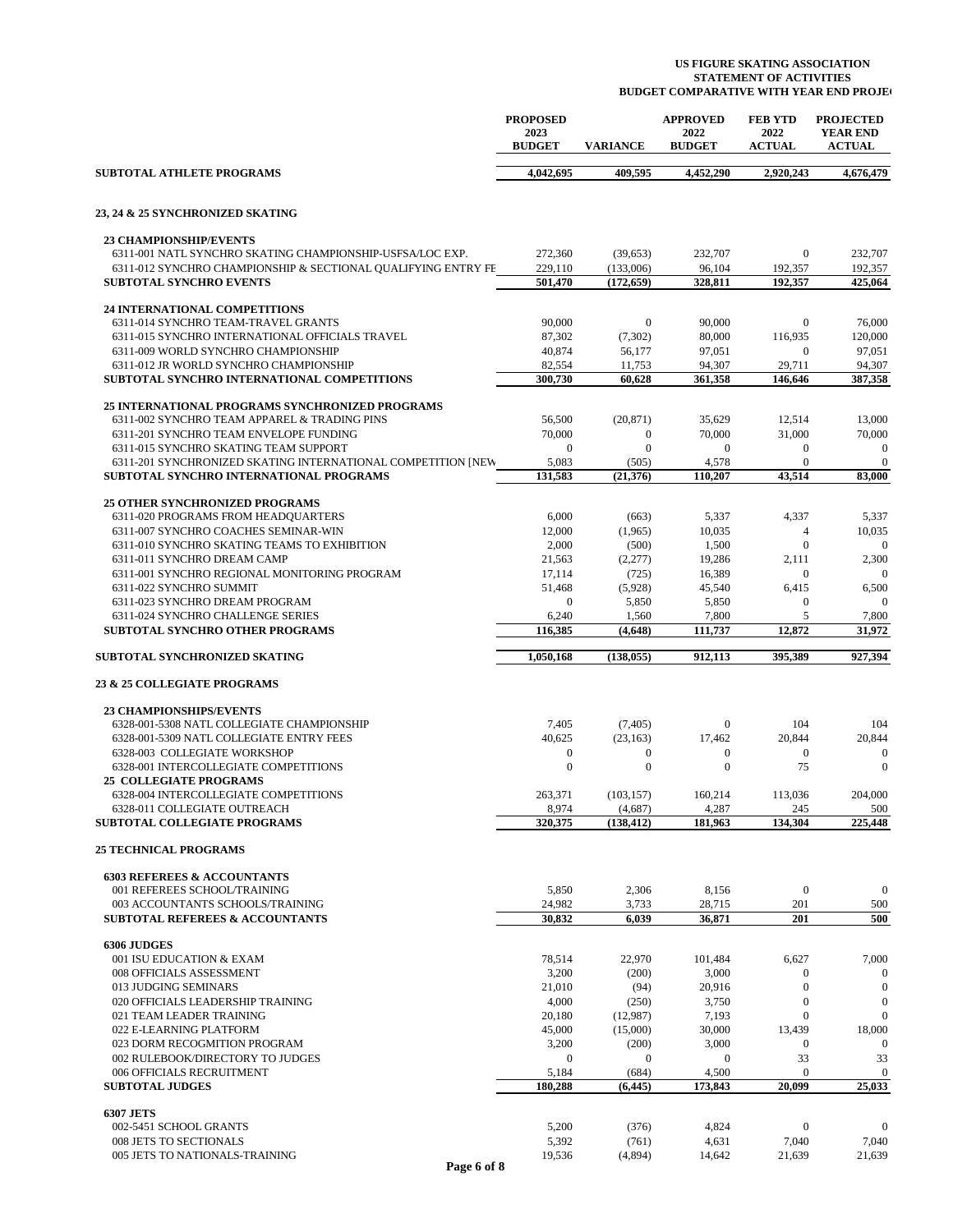**US FIGURE SKATING ASSOCIATION**
**STATEMENT OF ACTIVITIES**
**BUDGET COMPARATIVE WITH YEAR END PROJE(**

| | PROPOSED 2023 BUDGET | VARIANCE | APPROVED 2022 BUDGET | FEB YTD 2022 ACTUAL | PROJECTED YEAR END ACTUAL |
|---|---|---|---|---|---|
| **SUBTOTAL ATHLETE PROGRAMS** | **4,042,695** | **409,595** | **4,452,290** | **2,920,243** | **4,676,479** |
| | | | | | |
| **23, 24 & 25 SYNCHRONIZED SKATING** | | | | | |
| | | | | | |
| **23 CHAMPIONSHIP/EVENTS** | | | | | |
| 6311-001 NATL SYNCHRO SKATING CHAMPIONSHIP-USFSA/LOC EXP. | 272,360 | (39,653) | 232,707 | 0 | 232,707 |
| 6311-012 SYNCHRO CHAMPIONSHIP & SECTIONAL QUALIFYING ENTRY FE | 229,110 | (133,006) | 96,104 | 192,357 | 192,357 |
| **SUBTOTAL SYNCHRO EVENTS** | **501,470** | **(172,659)** | **328,811** | **192,357** | **425,064** |
| | | | | | |
| **24 INTERNATIONAL COMPETITIONS** | | | | | |
| 6311-014 SYNCHRO TEAM-TRAVEL GRANTS | 90,000 | 0 | 90,000 | 0 | 76,000 |
| 6311-015 SYNCHRO INTERNATIONAL OFFICIALS TRAVEL | 87,302 | (7,302) | 80,000 | 116,935 | 120,000 |
| 6311-009 WORLD SYNCHRO CHAMPIONSHIP | 40,874 | 56,177 | 97,051 | 0 | 97,051 |
| 6311-012 JR WORLD SYNCHRO CHAMPIONSHIP | 82,554 | 11,753 | 94,307 | 29,711 | 94,307 |
| **SUBTOTAL SYNCHRO INTERNATIONAL COMPETITIONS** | **300,730** | **60,628** | **361,358** | **146,646** | **387,358** |
| | | | | | |
| **25 INTERNATIONAL PROGRAMS SYNCHRONIZED PROGRAMS** | | | | | |
| 6311-002 SYNCHRO TEAM APPAREL & TRADING PINS | 56,500 | (20,871) | 35,629 | 12,514 | 13,000 |
| 6311-201 SYNCHRO TEAM ENVELOPE FUNDING | 70,000 | 0 | 70,000 | 31,000 | 70,000 |
| 6311-015 SYNCHRO SKATING TEAM SUPPORT | 0 | 0 | 0 | 0 | 0 |
| 6311-201 SYNCHRONIZED SKATING INTERNATIONAL COMPETITION [NEW | 5,083 | (505) | 4,578 | 0 | 0 |
| **SUBTOTAL SYNCHRO INTERNATIONAL PROGRAMS** | **131,583** | **(21,376)** | **110,207** | **43,514** | **83,000** |
| | | | | | |
| **25 OTHER SYNCHRONIZED PROGRAMS** | | | | | |
| 6311-020 PROGRAMS FROM HEADQUARTERS | 6,000 | (663) | 5,337 | 4,337 | 5,337 |
| 6311-007 SYNCHRO COACHES SEMINAR-WIN | 12,000 | (1,965) | 10,035 | 4 | 10,035 |
| 6311-010 SYNCHRO SKATING TEAMS TO EXHIBITION | 2,000 | (500) | 1,500 | 0 | 0 |
| 6311-011 SYNCHRO DREAM CAMP | 21,563 | (2,277) | 19,286 | 2,111 | 2,300 |
| 6311-001 SYNCHRO REGIONAL MONITORING PROGRAM | 17,114 | (725) | 16,389 | 0 | 0 |
| 6311-022 SYNCHRO SUMMIT | 51,468 | (5,928) | 45,540 | 6,415 | 6,500 |
| 6311-023 SYNCHRO DREAM PROGRAM | 0 | 5,850 | 5,850 | 0 | 0 |
| 6311-024 SYNCHRO CHALLENGE SERIES | 6,240 | 1,560 | 7,800 | 5 | 7,800 |
| **SUBTOTAL SYNCHRO OTHER PROGRAMS** | **116,385** | **(4,648)** | **111,737** | **12,872** | **31,972** |
| | | | | | |
| **SUBTOTAL SYNCHRONIZED SKATING** | **1,050,168** | **(138,055)** | **912,113** | **395,389** | **927,394** |
| | | | | | |
| **23 & 25 COLLEGIATE PROGRAMS** | | | | | |
| | | | | | |
| **23 CHAMPIONSHIPS/EVENTS** | | | | | |
| 6328-001-5308 NATL COLLEGIATE CHAMPIONSHIP | 7,405 | (7,405) | 0 | 104 | 104 |
| 6328-001-5309 NATL COLLEGIATE ENTRY FEES | 40,625 | (23,163) | 17,462 | 20,844 | 20,844 |
| 6328-003 COLLEGIATE WORKSHOP | 0 | 0 | 0 | 0 | 0 |
| 6328-001 INTERCOLLEGIATE COMPETITIONS | 0 | 0 | 0 | 75 | 0 |
| **25 COLLEGIATE PROGRAMS** | | | | | |
| 6328-004 INTERCOLLEGIATE COMPETITIONS | 263,371 | (103,157) | 160,214 | 113,036 | 204,000 |
| 6328-011 COLLEGIATE OUTREACH | 8,974 | (4,687) | 4,287 | 245 | 500 |
| **SUBTOTAL COLLEGIATE PROGRAMS** | **320,375** | **(138,412)** | **181,963** | **134,304** | **225,448** |
| | | | | | |
| **25 TECHNICAL PROGRAMS** | | | | | |
| | | | | | |
| **6303 REFEREES & ACCOUNTANTS** | | | | | |
| 001 REFEREES SCHOOL/TRAINING | 5,850 | 2,306 | 8,156 | 0 | 0 |
| 003 ACCOUNTANTS SCHOOLS/TRAINING | 24,982 | 3,733 | 28,715 | 201 | 500 |
| **SUBTOTAL REFEREES & ACCOUNTANTS** | **30,832** | **6,039** | **36,871** | **201** | **500** |
| | | | | | |
| **6306 JUDGES** | | | | | |
| 001 ISU EDUCATION & EXAM | 78,514 | 22,970 | 101,484 | 6,627 | 7,000 |
| 008 OFFICIALS ASSESSMENT | 3,200 | (200) | 3,000 | 0 | 0 |
| 013 JUDGING SEMINARS | 21,010 | (94) | 20,916 | 0 | 0 |
| 020 OFFICIALS LEADERSHIP TRAINING | 4,000 | (250) | 3,750 | 0 | 0 |
| 021 TEAM LEADER TRAINING | 20,180 | (12,987) | 7,193 | 0 | 0 |
| 022 E-LEARNING PLATFORM | 45,000 | (15,000) | 30,000 | 13,439 | 18,000 |
| 023 DORM RECOGMITION PROGRAM | 3,200 | (200) | 3,000 | 0 | 0 |
| 002 RULEBOOK/DIRECTORY TO JUDGES | 0 | 0 | 0 | 33 | 33 |
| 006 OFFICIALS RECRUITMENT | 5,184 | (684) | 4,500 | 0 | 0 |
| **SUBTOTAL JUDGES** | **180,288** | **(6,445)** | **173,843** | **20,099** | **25,033** |
| | | | | | |
| **6307 JETS** | | | | | |
| 002-5451 SCHOOL GRANTS | 5,200 | (376) | 4,824 | 0 | 0 |
| 008 JETS TO SECTIONALS | 5,392 | (761) | 4,631 | 7,040 | 7,040 |
| 005 JETS TO NATIONALS-TRAINING | 19,536 | (4,894) | 14,642 | 21,639 | 21,639 |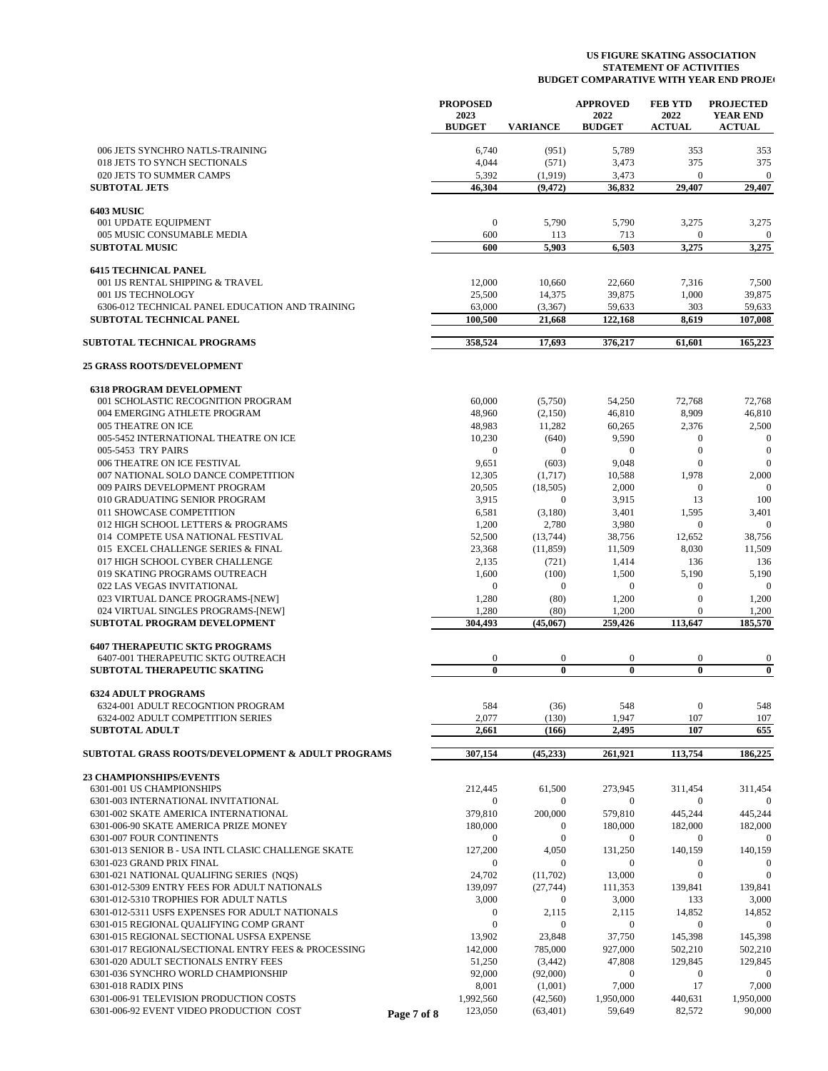**US FIGURE SKATING ASSOCIATION**
**STATEMENT OF ACTIVITIES**
**BUDGET COMPARATIVE WITH YEAR END PROJE**

| | PROPOSED 2023 BUDGET | VARIANCE | APPROVED 2022 BUDGET | FEB YTD 2022 ACTUAL | PROJECTED YEAR END ACTUAL |
|---|---|---|---|---|---|
| 006 JETS SYNCHRO NATLS-TRAINING | 6,740 | (951) | 5,789 | 353 | 353 |
| 018 JETS TO SYNCH SECTIONALS | 4,044 | (571) | 3,473 | 375 | 375 |
| 020 JETS TO SUMMER CAMPS | 5,392 | (1,919) | 3,473 | 0 | 0 |
| **SUBTOTAL JETS** | **46,304** | **(9,472)** | **36,832** | **29,407** | **29,407** |
| | | | | | |
| **6403 MUSIC** | | | | | |
| 001 UPDATE EQUIPMENT | 0 | 5,790 | 5,790 | 3,275 | 3,275 |
| 005 MUSIC CONSUMABLE MEDIA | 600 | 113 | 713 | 0 | 0 |
| **SUBTOTAL MUSIC** | **600** | **5,903** | **6,503** | **3,275** | **3,275** |
| | | | | | |
| **6415 TECHNICAL PANEL** | | | | | |
| 001 IJS RENTAL SHIPPING & TRAVEL | 12,000 | 10,660 | 22,660 | 7,316 | 7,500 |
| 001 IJS TECHNOLOGY | 25,500 | 14,375 | 39,875 | 1,000 | 39,875 |
| 6306-012 TECHNICAL PANEL EDUCATION AND TRAINING | 63,000 | (3,367) | 59,633 | 303 | 59,633 |
| **SUBTOTAL TECHNICAL PANEL** | **100,500** | **21,668** | **122,168** | **8,619** | **107,008** |
| | | | | | |
| **SUBTOTAL TECHNICAL PROGRAMS** | **358,524** | **17,693** | **376,217** | **61,601** | **165,223** |
| | | | | | |
| **25 GRASS ROOTS/DEVELOPMENT** | | | | | |
| | | | | | |
| **6318 PROGRAM DEVELOPMENT** | | | | | |
| 001 SCHOLASTIC RECOGNITION PROGRAM | 60,000 | (5,750) | 54,250 | 72,768 | 72,768 |
| 004 EMERGING ATHLETE PROGRAM | 48,960 | (2,150) | 46,810 | 8,909 | 46,810 |
| 005 THEATRE ON ICE | 48,983 | 11,282 | 60,265 | 2,376 | 2,500 |
| 005-5452 INTERNATIONAL THEATRE ON ICE | 10,230 | (640) | 9,590 | 0 | 0 |
| 005-5453 TRY PAIRS | 0 | 0 | 0 | 0 | 0 |
| 006 THEATRE ON ICE FESTIVAL | 9,651 | (603) | 9,048 | 0 | 0 |
| 007 NATIONAL SOLO DANCE COMPETITION | 12,305 | (1,717) | 10,588 | 1,978 | 2,000 |
| 009 PAIRS DEVELOPMENT PROGRAM | 20,505 | (18,505) | 2,000 | 0 | 0 |
| 010 GRADUATING SENIOR PROGRAM | 3,915 | 0 | 3,915 | 13 | 100 |
| 011 SHOWCASE COMPETITION | 6,581 | (3,180) | 3,401 | 1,595 | 3,401 |
| 012 HIGH SCHOOL LETTERS & PROGRAMS | 1,200 | 2,780 | 3,980 | 0 | 0 |
| 014 COMPETE USA NATIONAL FESTIVAL | 52,500 | (13,744) | 38,756 | 12,652 | 38,756 |
| 015 EXCEL CHALLENGE SERIES & FINAL | 23,368 | (11,859) | 11,509 | 8,030 | 11,509 |
| 017 HIGH SCHOOL CYBER CHALLENGE | 2,135 | (721) | 1,414 | 136 | 136 |
| 019 SKATING PROGRAMS OUTREACH | 1,600 | (100) | 1,500 | 5,190 | 5,190 |
| 022 LAS VEGAS INVITATIONAL | 0 | 0 | 0 | 0 | 0 |
| 023 VIRTUAL DANCE PROGRAMS-[NEW] | 1,280 | (80) | 1,200 | 0 | 1,200 |
| 024 VIRTUAL SINGLES PROGRAMS-[NEW] | 1,280 | (80) | 1,200 | 0 | 1,200 |
| **SUBTOTAL PROGRAM DEVELOPMENT** | **304,493** | **(45,067)** | **259,426** | **113,647** | **185,570** |
| | | | | | |
| **6407 THERAPEUTIC SKTG PROGRAMS** | | | | | |
| 6407-001 THERAPEUTIC SKTG OUTREACH | 0 | 0 | 0 | 0 | 0 |
| **SUBTOTAL THERAPEUTIC SKATING** | **0** | **0** | **0** | **0** | **0** |
| | | | | | |
| **6324 ADULT PROGRAMS** | | | | | |
| 6324-001 ADULT RECOGNTION PROGRAM | 584 | (36) | 548 | 0 | 548 |
| 6324-002 ADULT COMPETITION SERIES | 2,077 | (130) | 1,947 | 107 | 107 |
| **SUBTOTAL ADULT** | **2,661** | **(166)** | **2,495** | **107** | **655** |
| | | | | | |
| **SUBTOTAL GRASS ROOTS/DEVELOPMENT & ADULT PROGRAMS** | **307,154** | **(45,233)** | **261,921** | **113,754** | **186,225** |
| | | | | | |
| **23 CHAMPIONSHIPS/EVENTS** | | | | | |
| 6301-001 US CHAMPIONSHIPS | 212,445 | 61,500 | 273,945 | 311,454 | 311,454 |
| 6301-003 INTERNATIONAL INVITATIONAL | 0 | 0 | 0 | 0 | 0 |
| 6301-002 SKATE AMERICA INTERNATIONAL | 379,810 | 200,000 | 579,810 | 445,244 | 445,244 |
| 6301-006-90 SKATE AMERICA PRIZE MONEY | 180,000 | 0 | 180,000 | 182,000 | 182,000 |
| 6301-007 FOUR CONTINENTS | 0 | 0 | 0 | 0 | 0 |
| 6301-013 SENIOR B - USA INTL CLASIC CHALLENGE SKATE | 127,200 | 4,050 | 131,250 | 140,159 | 140,159 |
| 6301-023 GRAND PRIX FINAL | 0 | 0 | 0 | 0 | 0 |
| 6301-021 NATIONAL QUALIFING SERIES (NQS) | 24,702 | (11,702) | 13,000 | 0 | 0 |
| 6301-012-5309 ENTRY FEES FOR ADULT NATIONALS | 139,097 | (27,744) | 111,353 | 139,841 | 139,841 |
| 6301-012-5310 TROPHIES FOR ADULT NATLS | 3,000 | 0 | 3,000 | 133 | 3,000 |
| 6301-012-5311 USFS EXPENSES FOR ADULT NATIONALS | 0 | 2,115 | 2,115 | 14,852 | 14,852 |
| 6301-015 REGIONAL QUALIFYING COMP GRANT | 0 | 0 | 0 | 0 | 0 |
| 6301-015 REGIONAL SECTIONAL USFSA EXPENSE | 13,902 | 23,848 | 37,750 | 145,398 | 145,398 |
| 6301-017 REGIONAL/SECTIONAL ENTRY FEES & PROCESSING | 142,000 | 785,000 | 927,000 | 502,210 | 502,210 |
| 6301-020 ADULT SECTIONALS ENTRY FEES | 51,250 | (3,442) | 47,808 | 129,845 | 129,845 |
| 6301-036 SYNCHRO WORLD CHAMPIONSHIP | 92,000 | (92,000) | 0 | 0 | 0 |
| 6301-018 RADIX PINS | 8,001 | (1,001) | 7,000 | 17 | 7,000 |
| 6301-006-91 TELEVISION PRODUCTION COSTS | 1,992,560 | (42,560) | 1,950,000 | 440,631 | 1,950,000 |
| 6301-006-92 EVENT VIDEO PRODUCTION COST | 123,050 | (63,401) | 59,649 | 82,572 | 90,000 |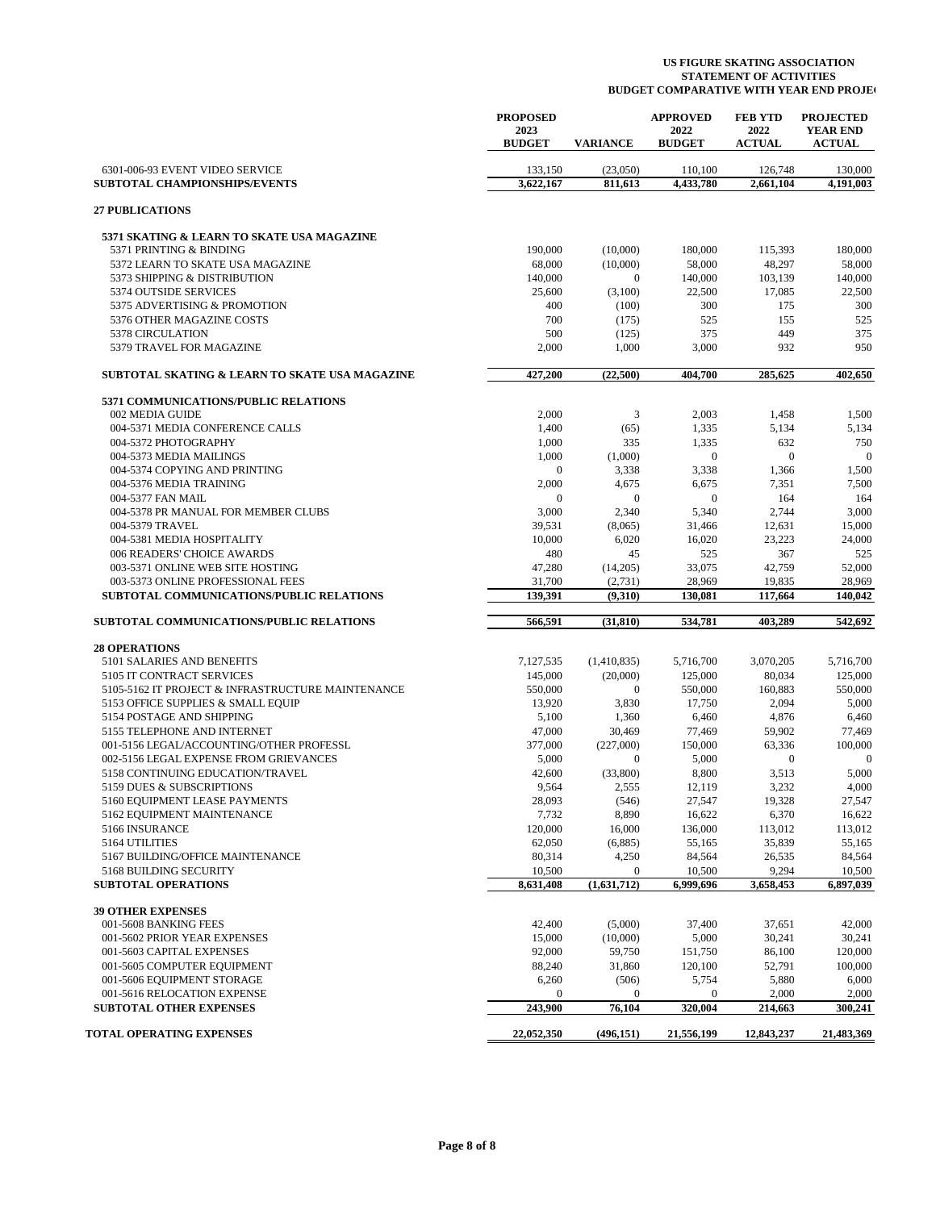**US FIGURE SKATING ASSOCIATION**
**STATEMENT OF ACTIVITIES**
**BUDGET COMPARATIVE WITH YEAR END PROJE(**

| | PROPOSED 2023 BUDGET | VARIANCE | APPROVED 2022 BUDGET | FEB YTD 2022 ACTUAL | PROJECTED YEAR END ACTUAL |
|---|---|---|---|---|---|
| 6301-006-93 EVENT VIDEO SERVICE | 133,150 | (23,050) | 110,100 | 126,748 | 130,000 |
| **SUBTOTAL CHAMPIONSHIPS/EVENTS** | **3,622,167** | **811,613** | **4,433,780** | **2,661,104** | **4,191,003** |
| **27 PUBLICATIONS** | | | | | |
| **5371 SKATING & LEARN TO SKATE USA MAGAZINE** | | | | | |
| 5371 PRINTING & BINDING | 190,000 | (10,000) | 180,000 | 115,393 | 180,000 |
| 5372 LEARN TO SKATE USA MAGAZINE | 68,000 | (10,000) | 58,000 | 48,297 | 58,000 |
| 5373 SHIPPING & DISTRIBUTION | 140,000 | 0 | 140,000 | 103,139 | 140,000 |
| 5374 OUTSIDE SERVICES | 25,600 | (3,100) | 22,500 | 17,085 | 22,500 |
| 5375 ADVERTISING & PROMOTION | 400 | (100) | 300 | 175 | 300 |
| 5376 OTHER MAGAZINE COSTS | 700 | (175) | 525 | 155 | 525 |
| 5378 CIRCULATION | 500 | (125) | 375 | 449 | 375 |
| 5379 TRAVEL FOR MAGAZINE | 2,000 | 1,000 | 3,000 | 932 | 950 |
| **SUBTOTAL SKATING & LEARN TO SKATE USA MAGAZINE** | **427,200** | **(22,500)** | **404,700** | **285,625** | **402,650** |
| **5371 COMMUNICATIONS/PUBLIC RELATIONS** | | | | | |
| 002 MEDIA GUIDE | 2,000 | 3 | 2,003 | 1,458 | 1,500 |
| 004-5371 MEDIA CONFERENCE CALLS | 1,400 | (65) | 1,335 | 5,134 | 5,134 |
| 004-5372 PHOTOGRAPHY | 1,000 | 335 | 1,335 | 632 | 750 |
| 004-5373 MEDIA MAILINGS | 1,000 | (1,000) | 0 | 0 | 0 |
| 004-5374 COPYING AND PRINTING | 0 | 3,338 | 3,338 | 1,366 | 1,500 |
| 004-5376 MEDIA TRAINING | 2,000 | 4,675 | 6,675 | 7,351 | 7,500 |
| 004-5377 FAN MAIL | 0 | 0 | 0 | 164 | 164 |
| 004-5378 PR MANUAL FOR MEMBER CLUBS | 3,000 | 2,340 | 5,340 | 2,744 | 3,000 |
| 004-5379 TRAVEL | 39,531 | (8,065) | 31,466 | 12,631 | 15,000 |
| 004-5381 MEDIA HOSPITALITY | 10,000 | 6,020 | 16,020 | 23,223 | 24,000 |
| 006 READERS' CHOICE AWARDS | 480 | 45 | 525 | 367 | 525 |
| 003-5371 ONLINE WEB SITE HOSTING | 47,280 | (14,205) | 33,075 | 42,759 | 52,000 |
| 003-5373 ONLINE PROFESSIONAL FEES | 31,700 | (2,731) | 28,969 | 19,835 | 28,969 |
| **SUBTOTAL COMMUNICATIONS/PUBLIC RELATIONS** | **139,391** | **(9,310)** | **130,081** | **117,664** | **140,042** |
| **SUBTOTAL COMMUNICATIONS/PUBLIC RELATIONS** | **566,591** | **(31,810)** | **534,781** | **403,289** | **542,692** |
| **28 OPERATIONS** | | | | | |
| 5101 SALARIES AND BENEFITS | 7,127,535 | (1,410,835) | 5,716,700 | 3,070,205 | 5,716,700 |
| 5105 IT CONTRACT SERVICES | 145,000 | (20,000) | 125,000 | 80,034 | 125,000 |
| 5105-5162 IT PROJECT & INFRASTRUCTURE MAINTENANCE | 550,000 | 0 | 550,000 | 160,883 | 550,000 |
| 5153 OFFICE SUPPLIES & SMALL EQUIP | 13,920 | 3,830 | 17,750 | 2,094 | 5,000 |
| 5154 POSTAGE AND SHIPPING | 5,100 | 1,360 | 6,460 | 4,876 | 6,460 |
| 5155 TELEPHONE AND INTERNET | 47,000 | 30,469 | 77,469 | 59,902 | 77,469 |
| 001-5156 LEGAL/ACCOUNTING/OTHER PROFESSL | 377,000 | (227,000) | 150,000 | 63,336 | 100,000 |
| 002-5156 LEGAL EXPENSE FROM GRIEVANCES | 5,000 | 0 | 5,000 | 0 | 0 |
| 5158 CONTINUING EDUCATION/TRAVEL | 42,600 | (33,800) | 8,800 | 3,513 | 5,000 |
| 5159 DUES & SUBSCRIPTIONS | 9,564 | 2,555 | 12,119 | 3,232 | 4,000 |
| 5160 EQUIPMENT LEASE PAYMENTS | 28,093 | (546) | 27,547 | 19,328 | 27,547 |
| 5162 EQUIPMENT MAINTENANCE | 7,732 | 8,890 | 16,622 | 6,370 | 16,622 |
| 5166 INSURANCE | 120,000 | 16,000 | 136,000 | 113,012 | 113,012 |
| 5164 UTILITIES | 62,050 | (6,885) | 55,165 | 35,839 | 55,165 |
| 5167 BUILDING/OFFICE MAINTENANCE | 80,314 | 4,250 | 84,564 | 26,535 | 84,564 |
| 5168 BUILDING SECURITY | 10,500 | 0 | 10,500 | 9,294 | 10,500 |
| **SUBTOTAL OPERATIONS** | **8,631,408** | **(1,631,712)** | **6,999,696** | **3,658,453** | **6,897,039** |
| **39 OTHER EXPENSES** | | | | | |
| 001-5608 BANKING FEES | 42,400 | (5,000) | 37,400 | 37,651 | 42,000 |
| 001-5602 PRIOR YEAR EXPENSES | 15,000 | (10,000) | 5,000 | 30,241 | 30,241 |
| 001-5603 CAPITAL EXPENSES | 92,000 | 59,750 | 151,750 | 86,100 | 120,000 |
| 001-5605 COMPUTER EQUIPMENT | 88,240 | 31,860 | 120,100 | 52,791 | 100,000 |
| 001-5606 EQUIPMENT STORAGE | 6,260 | (506) | 5,754 | 5,880 | 6,000 |
| 001-5616 RELOCATION EXPENSE | 0 | 0 | 0 | 2,000 | 2,000 |
| **SUBTOTAL OTHER EXPENSES** | **243,900** | **76,104** | **320,004** | **214,663** | **300,241** |
| **TOTAL OPERATING EXPENSES** | **22,052,350** | **(496,151)** | **21,556,199** | **12,843,237** | **21,483,369** |